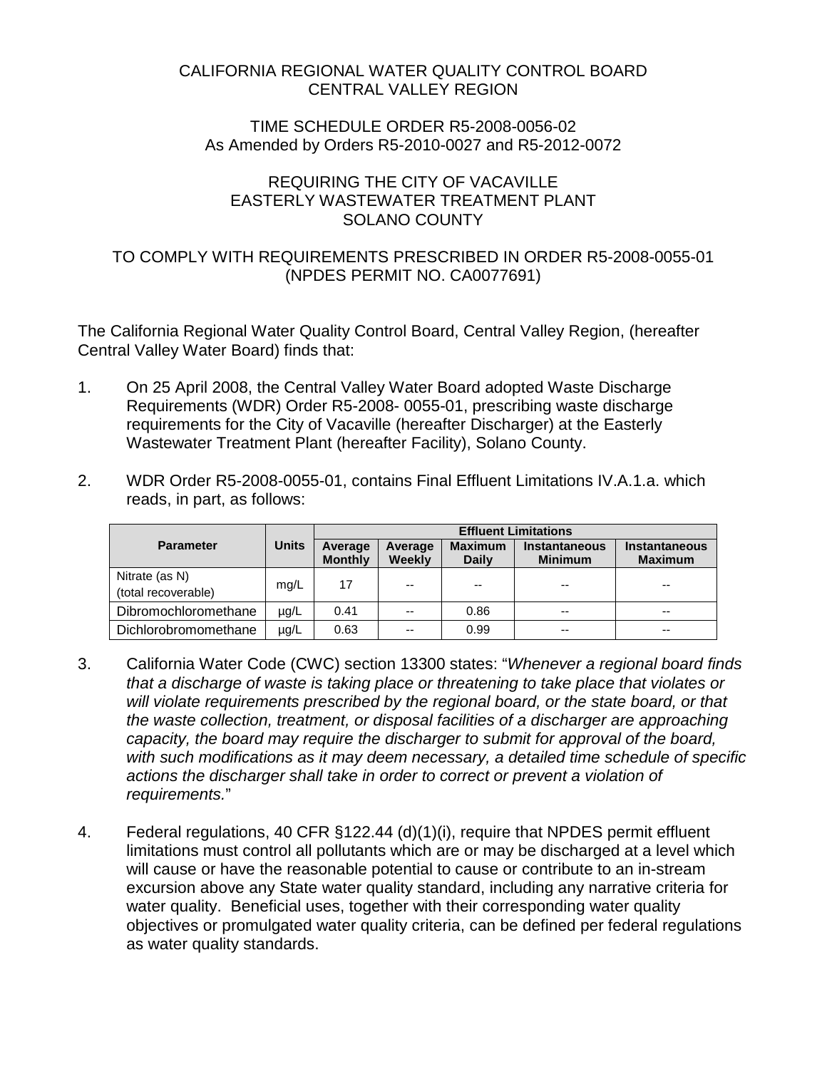CALIFORNIA REGIONAL WATER QUALITY CONTROL BOARD
CENTRAL VALLEY REGION

TIME SCHEDULE ORDER R5-2008-0056-02
As Amended by Orders R5-2010-0027 and R5-2012-0072

REQUIRING THE CITY OF VACAVILLE
EASTERLY WASTEWATER TREATMENT PLANT
SOLANO COUNTY

TO COMPLY WITH REQUIREMENTS PRESCRIBED IN ORDER R5-2008-0055-01
(NPDES PERMIT NO. CA0077691)

The California Regional Water Quality Control Board, Central Valley Region, (hereafter Central Valley Water Board) finds that:

1. On 25 April 2008, the Central Valley Water Board adopted Waste Discharge Requirements (WDR) Order R5-2008- 0055-01, prescribing waste discharge requirements for the City of Vacaville (hereafter Discharger) at the Easterly Wastewater Treatment Plant (hereafter Facility), Solano County.

2. WDR Order R5-2008-0055-01, contains Final Effluent Limitations IV.A.1.a. which reads, in part, as follows:

| Parameter | Units | Effluent Limitations | | | | |
|---|---|---|---|---|---|---|
| | | Average Monthly | Average Weekly | Maximum Daily | Instantaneous Minimum | Instantaneous Maximum |
| Nitrate (as N) (total recoverable) | mg/L | 17 | -- | -- | -- | -- |
| Dibromochloromethane | µg/L | 0.41 | -- | 0.86 | -- | -- |
| Dichlorobromomethane | µg/L | 0.63 | -- | 0.99 | -- | -- |

3. California Water Code (CWC) section 13300 states: "*Whenever a regional board finds that a discharge of waste is taking place or threatening to take place that violates or will violate requirements prescribed by the regional board, or the state board, or that the waste collection, treatment, or disposal facilities of a discharger are approaching capacity, the board may require the discharger to submit for approval of the board, with such modifications as it may deem necessary, a detailed time schedule of specific actions the discharger shall take in order to correct or prevent a violation of requirements.*"

4. Federal regulations, 40 CFR §122.44 (d)(1)(i), require that NPDES permit effluent limitations must control all pollutants which are or may be discharged at a level which will cause or have the reasonable potential to cause or contribute to an in-stream excursion above any State water quality standard, including any narrative criteria for water quality. Beneficial uses, together with their corresponding water quality objectives or promulgated water quality criteria, can be defined per federal regulations as water quality standards.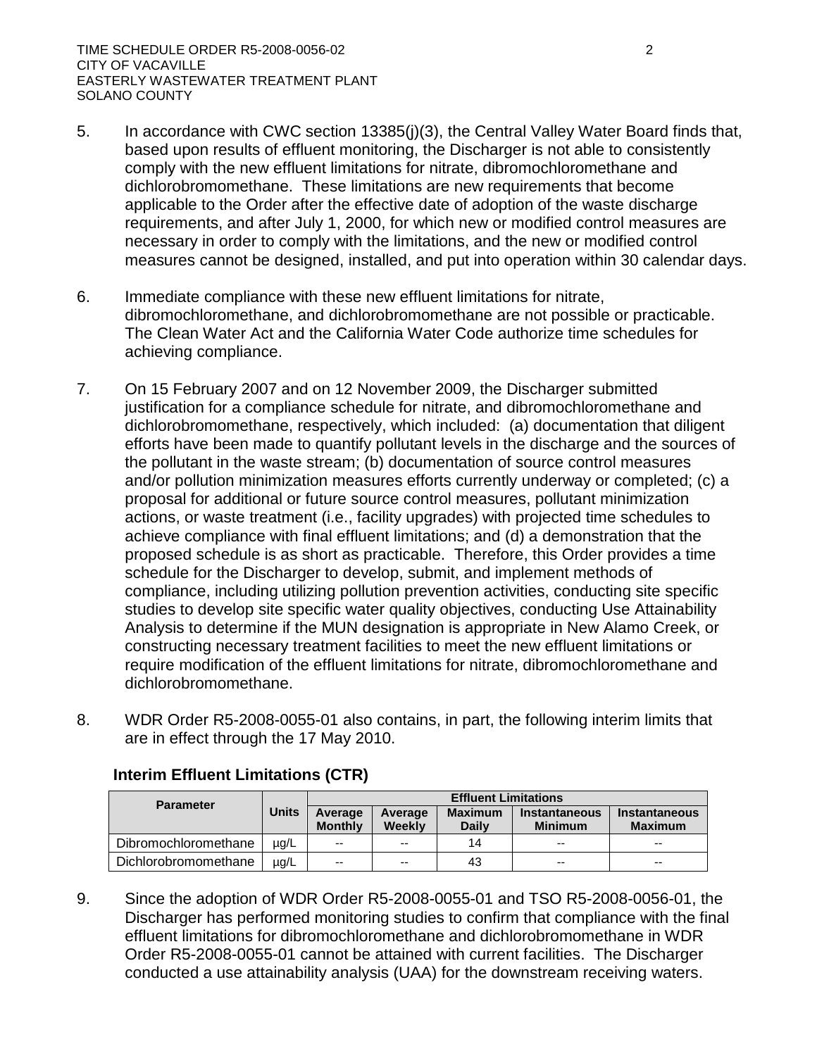5. In accordance with CWC section 13385(j)(3), the Central Valley Water Board finds that, based upon results of effluent monitoring, the Discharger is not able to consistently comply with the new effluent limitations for nitrate, dibromochloromethane and dichlorobromomethane. These limitations are new requirements that become applicable to the Order after the effective date of adoption of the waste discharge requirements, and after July 1, 2000, for which new or modified control measures are necessary in order to comply with the limitations, and the new or modified control measures cannot be designed, installed, and put into operation within 30 calendar days.

6. Immediate compliance with these new effluent limitations for nitrate, dibromochloromethane, and dichlorobromomethane are not possible or practicable. The Clean Water Act and the California Water Code authorize time schedules for achieving compliance.

7. On 15 February 2007 and on 12 November 2009, the Discharger submitted justification for a compliance schedule for nitrate, and dibromochloromethane and dichlorobromomethane, respectively, which included: (a) documentation that diligent efforts have been made to quantify pollutant levels in the discharge and the sources of the pollutant in the waste stream; (b) documentation of source control measures and/or pollution minimization measures efforts currently underway or completed; (c) a proposal for additional or future source control measures, pollutant minimization actions, or waste treatment (i.e., facility upgrades) with projected time schedules to achieve compliance with final effluent limitations; and (d) a demonstration that the proposed schedule is as short as practicable. Therefore, this Order provides a time schedule for the Discharger to develop, submit, and implement methods of compliance, including utilizing pollution prevention activities, conducting site specific studies to develop site specific water quality objectives, conducting Use Attainability Analysis to determine if the MUN designation is appropriate in New Alamo Creek, or constructing necessary treatment facilities to meet the new effluent limitations or require modification of the effluent limitations for nitrate, dibromochloromethane and dichlorobromomethane.

8. WDR Order R5-2008-0055-01 also contains, in part, the following interim limits that are in effect through the 17 May 2010.

**Interim Effluent Limitations (CTR)**

| Parameter | Units | Effluent Limitations | | | | |
|---|---|---|---|---|---|---|
| | | Average Monthly | Average Weekly | Maximum Daily | Instantaneous Minimum | Instantaneous Maximum |
| Dibromochloromethane | µg/L | -- | -- | 14 | -- | -- |
| Dichlorobromomethane | µg/L | -- | -- | 43 | -- | -- |

9. Since the adoption of WDR Order R5-2008-0055-01 and TSO R5-2008-0056-01, the Discharger has performed monitoring studies to confirm that compliance with the final effluent limitations for dibromochloromethane and dichlorobromomethane in WDR Order R5-2008-0055-01 cannot be attained with current facilities. The Discharger conducted a use attainability analysis (UAA) for the downstream receiving waters.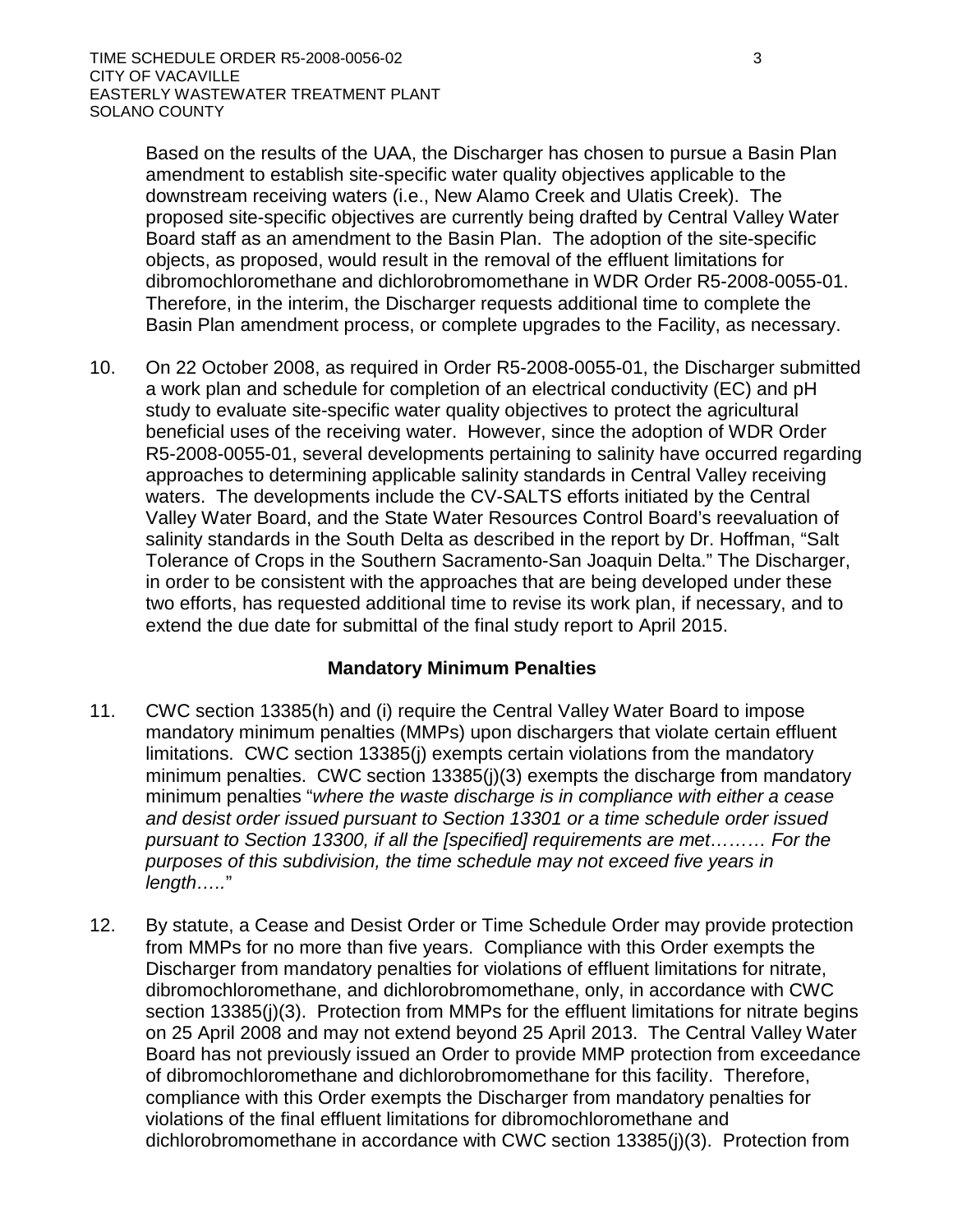Based on the results of the UAA, the Discharger has chosen to pursue a Basin Plan amendment to establish site-specific water quality objectives applicable to the downstream receiving waters (i.e., New Alamo Creek and Ulatis Creek). The proposed site-specific objectives are currently being drafted by Central Valley Water Board staff as an amendment to the Basin Plan. The adoption of the site-specific objects, as proposed, would result in the removal of the effluent limitations for dibromochloromethane and dichlorobromomethane in WDR Order R5-2008-0055-01. Therefore, in the interim, the Discharger requests additional time to complete the Basin Plan amendment process, or complete upgrades to the Facility, as necessary.

10. On 22 October 2008, as required in Order R5-2008-0055-01, the Discharger submitted a work plan and schedule for completion of an electrical conductivity (EC) and pH study to evaluate site-specific water quality objectives to protect the agricultural beneficial uses of the receiving water. However, since the adoption of WDR Order R5-2008-0055-01, several developments pertaining to salinity have occurred regarding approaches to determining applicable salinity standards in Central Valley receiving waters. The developments include the CV-SALTS efforts initiated by the Central Valley Water Board, and the State Water Resources Control Board's reevaluation of salinity standards in the South Delta as described in the report by Dr. Hoffman, "Salt Tolerance of Crops in the Southern Sacramento-San Joaquin Delta." The Discharger, in order to be consistent with the approaches that are being developed under these two efforts, has requested additional time to revise its work plan, if necessary, and to extend the due date for submittal of the final study report to April 2015.

## Mandatory Minimum Penalties

11. CWC section 13385(h) and (i) require the Central Valley Water Board to impose mandatory minimum penalties (MMPs) upon dischargers that violate certain effluent limitations. CWC section 13385(j) exempts certain violations from the mandatory minimum penalties. CWC section 13385(j)(3) exempts the discharge from mandatory minimum penalties "*where the waste discharge is in compliance with either a cease and desist order issued pursuant to Section 13301 or a time schedule order issued pursuant to Section 13300, if all the [specified] requirements are met……… For the purposes of this subdivision, the time schedule may not exceed five years in length…..*"

12. By statute, a Cease and Desist Order or Time Schedule Order may provide protection from MMPs for no more than five years. Compliance with this Order exempts the Discharger from mandatory penalties for violations of effluent limitations for nitrate, dibromochloromethane, and dichlorobromomethane, only, in accordance with CWC section 13385(j)(3). Protection from MMPs for the effluent limitations for nitrate begins on 25 April 2008 and may not extend beyond 25 April 2013. The Central Valley Water Board has not previously issued an Order to provide MMP protection from exceedance of dibromochloromethane and dichlorobromomethane for this facility. Therefore, compliance with this Order exempts the Discharger from mandatory penalties for violations of the final effluent limitations for dibromochloromethane and dichlorobromomethane in accordance with CWC section 13385(j)(3). Protection from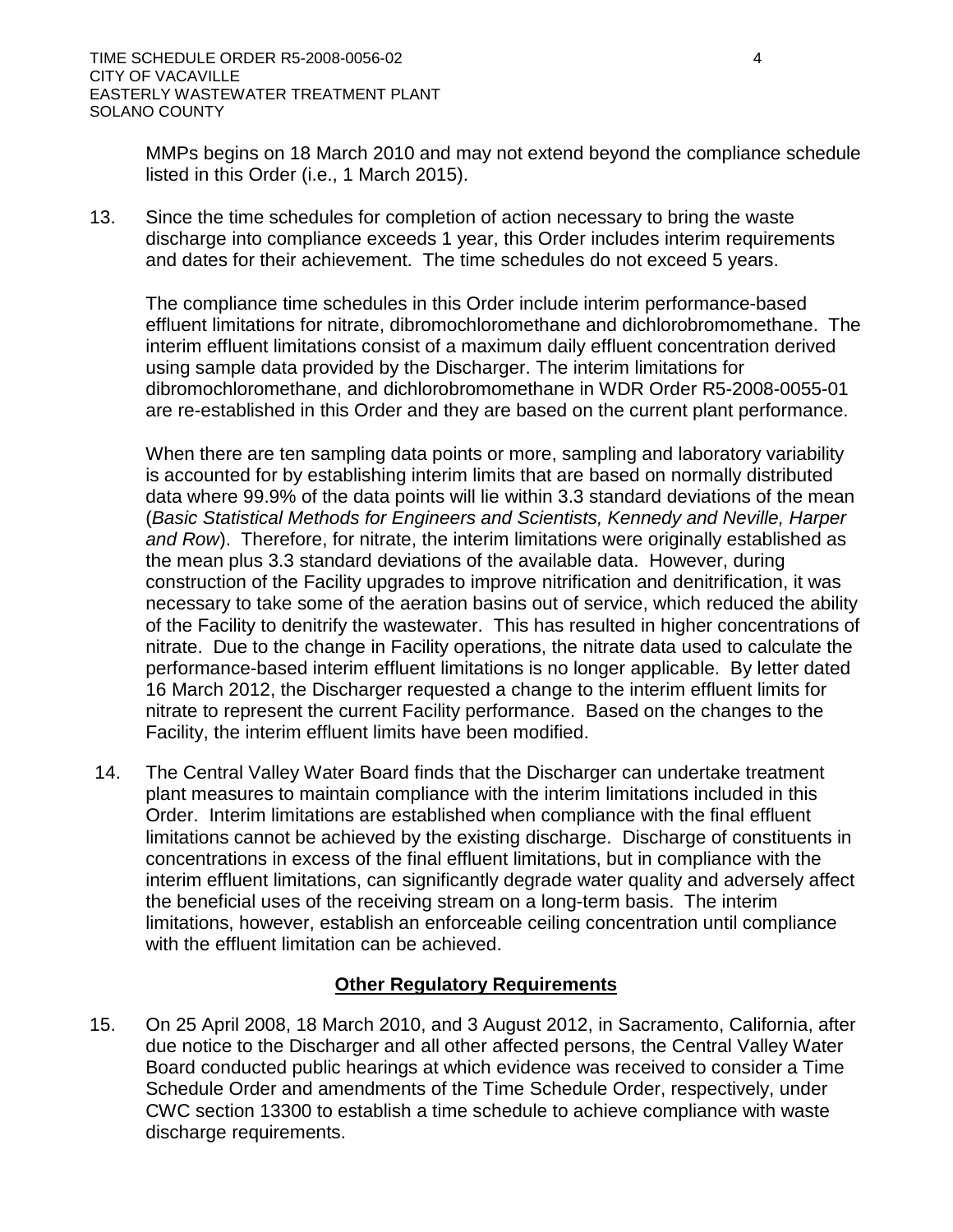MMPs begins on 18 March 2010 and may not extend beyond the compliance schedule listed in this Order (i.e., 1 March 2015).

13. Since the time schedules for completion of action necessary to bring the waste discharge into compliance exceeds 1 year, this Order includes interim requirements and dates for their achievement. The time schedules do not exceed 5 years.

    The compliance time schedules in this Order include interim performance-based effluent limitations for nitrate, dibromochloromethane and dichlorobromomethane. The interim effluent limitations consist of a maximum daily effluent concentration derived using sample data provided by the Discharger. The interim limitations for dibromochloromethane, and dichlorobromomethane in WDR Order R5-2008-0055-01 are re-established in this Order and they are based on the current plant performance.

    When there are ten sampling data points or more, sampling and laboratory variability is accounted for by establishing interim limits that are based on normally distributed data where 99.9% of the data points will lie within 3.3 standard deviations of the mean (*Basic Statistical Methods for Engineers and Scientists, Kennedy and Neville, Harper and Row*). Therefore, for nitrate, the interim limitations were originally established as the mean plus 3.3 standard deviations of the available data. However, during construction of the Facility upgrades to improve nitrification and denitrification, it was necessary to take some of the aeration basins out of service, which reduced the ability of the Facility to denitrify the wastewater. This has resulted in higher concentrations of nitrate. Due to the change in Facility operations, the nitrate data used to calculate the performance-based interim effluent limitations is no longer applicable. By letter dated 16 March 2012, the Discharger requested a change to the interim effluent limits for nitrate to represent the current Facility performance. Based on the changes to the Facility, the interim effluent limits have been modified.

14. The Central Valley Water Board finds that the Discharger can undertake treatment plant measures to maintain compliance with the interim limitations included in this Order. Interim limitations are established when compliance with the final effluent limitations cannot be achieved by the existing discharge. Discharge of constituents in concentrations in excess of the final effluent limitations, but in compliance with the interim effluent limitations, can significantly degrade water quality and adversely affect the beneficial uses of the receiving stream on a long-term basis. The interim limitations, however, establish an enforceable ceiling concentration until compliance with the effluent limitation can be achieved.

## **Other Regulatory Requirements**

15. On 25 April 2008, 18 March 2010, and 3 August 2012, in Sacramento, California, after due notice to the Discharger and all other affected persons, the Central Valley Water Board conducted public hearings at which evidence was received to consider a Time Schedule Order and amendments of the Time Schedule Order, respectively, under CWC section 13300 to establish a time schedule to achieve compliance with waste discharge requirements.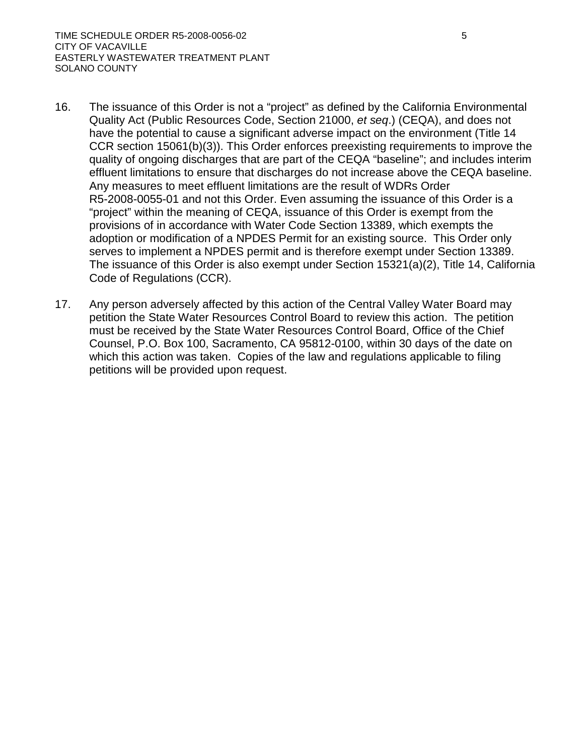16. The issuance of this Order is not a "project" as defined by the California Environmental Quality Act (Public Resources Code, Section 21000, *et seq*.) (CEQA), and does not have the potential to cause a significant adverse impact on the environment (Title 14 CCR section 15061(b)(3)). This Order enforces preexisting requirements to improve the quality of ongoing discharges that are part of the CEQA "baseline"; and includes interim effluent limitations to ensure that discharges do not increase above the CEQA baseline. Any measures to meet effluent limitations are the result of WDRs Order R5-2008-0055-01 and not this Order. Even assuming the issuance of this Order is a "project" within the meaning of CEQA, issuance of this Order is exempt from the provisions of in accordance with Water Code Section 13389, which exempts the adoption or modification of a NPDES Permit for an existing source. This Order only serves to implement a NPDES permit and is therefore exempt under Section 13389. The issuance of this Order is also exempt under Section 15321(a)(2), Title 14, California Code of Regulations (CCR).

17. Any person adversely affected by this action of the Central Valley Water Board may petition the State Water Resources Control Board to review this action. The petition must be received by the State Water Resources Control Board, Office of the Chief Counsel, P.O. Box 100, Sacramento, CA 95812-0100, within 30 days of the date on which this action was taken. Copies of the law and regulations applicable to filing petitions will be provided upon request.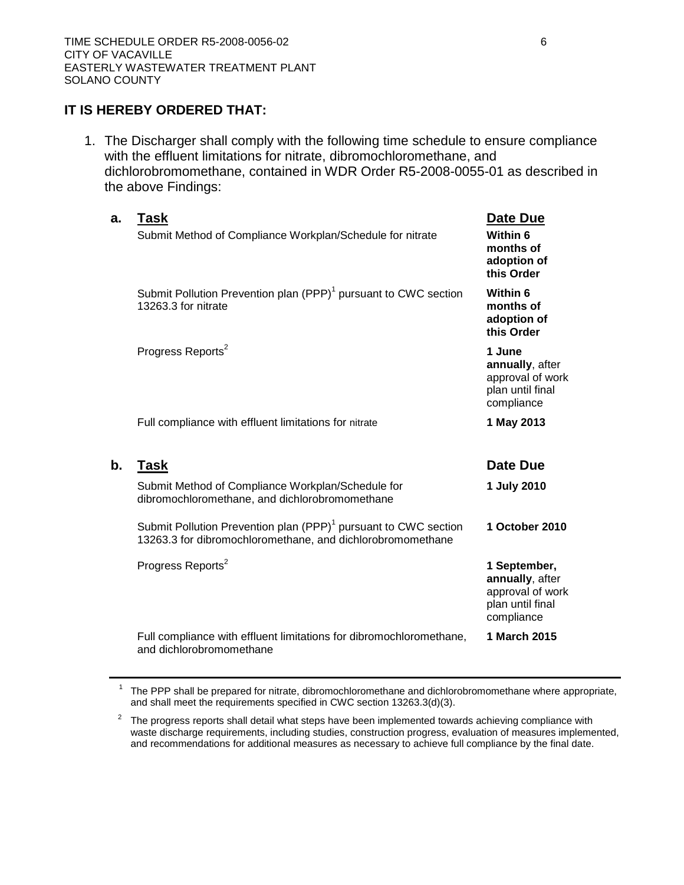**IT IS HEREBY ORDERED THAT:**

1. The Discharger shall comply with the following time schedule to ensure compliance with the effluent limitations for nitrate, dibromochloromethane, and dichlorobromomethane, contained in WDR Order R5-2008-0055-01 as described in the above Findings:

**a.**

| **Task** | **Date Due** |
|---|---|
| Submit Method of Compliance Workplan/Schedule for nitrate | **Within 6 months of adoption of this Order** |
| Submit Pollution Prevention plan (PPP)[1] pursuant to CWC section 13263.3 for nitrate | **Within 6 months of adoption of this Order** |
| Progress Reports[2] | **1 June annually**, after approval of work plan until final compliance |
| Full compliance with effluent limitations for nitrate | **1 May 2013** |

**b.**

| **Task** | **Date Due** |
|---|---|
| Submit Method of Compliance Workplan/Schedule for dibromochloromethane, and dichlorobromomethane | **1 July 2010** |
| Submit Pollution Prevention plan (PPP)[1] pursuant to CWC section 13263.3 for dibromochloromethane, and dichlorobromomethane | **1 October 2010** |
| Progress Reports[2] | **1 September, annually**, after approval of work plan until final compliance |
| Full compliance with effluent limitations for dibromochloromethane, and dichlorobromomethane | **1 March 2015** |

---

[1] The PPP shall be prepared for nitrate, dibromochloromethane and dichlorobromomethane where appropriate, and shall meet the requirements specified in CWC section 13263.3(d)(3).

[2] The progress reports shall detail what steps have been implemented towards achieving compliance with waste discharge requirements, including studies, construction progress, evaluation of measures implemented, and recommendations for additional measures as necessary to achieve full compliance by the final date.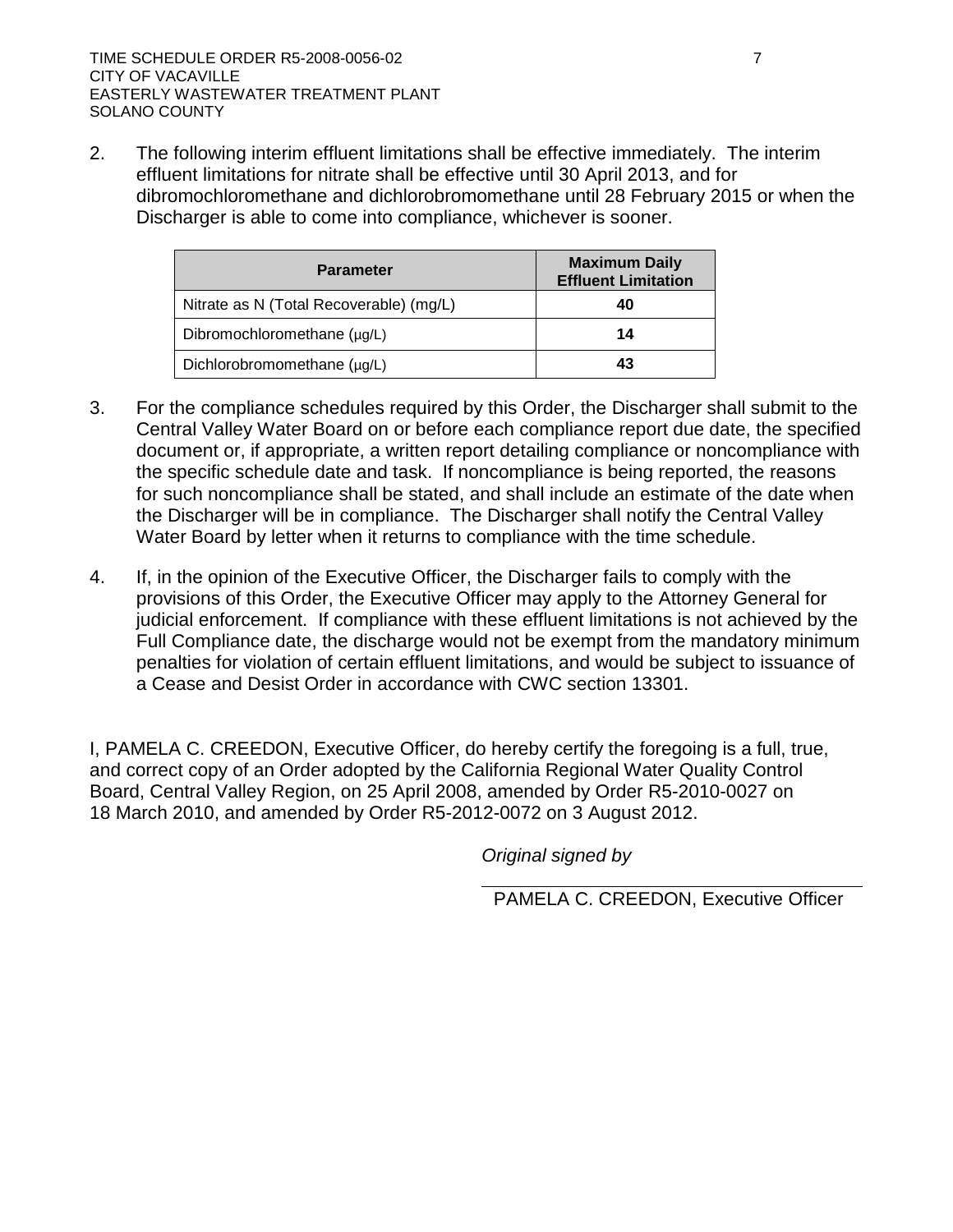2. The following interim effluent limitations shall be effective immediately. The interim effluent limitations for nitrate shall be effective until 30 April 2013, and for dibromochloromethane and dichlorobromomethane until 28 February 2015 or when the Discharger is able to come into compliance, whichever is sooner.

| Parameter | Maximum Daily Effluent Limitation |
|---|---|
| Nitrate as N (Total Recoverable) (mg/L) | **40** |
| Dibromochloromethane (μg/L) | **14** |
| Dichlorobromomethane (μg/L) | **43** |

3. For the compliance schedules required by this Order, the Discharger shall submit to the Central Valley Water Board on or before each compliance report due date, the specified document or, if appropriate, a written report detailing compliance or noncompliance with the specific schedule date and task. If noncompliance is being reported, the reasons for such noncompliance shall be stated, and shall include an estimate of the date when the Discharger will be in compliance. The Discharger shall notify the Central Valley Water Board by letter when it returns to compliance with the time schedule.

4. If, in the opinion of the Executive Officer, the Discharger fails to comply with the provisions of this Order, the Executive Officer may apply to the Attorney General for judicial enforcement. If compliance with these effluent limitations is not achieved by the Full Compliance date, the discharge would not be exempt from the mandatory minimum penalties for violation of certain effluent limitations, and would be subject to issuance of a Cease and Desist Order in accordance with CWC section 13301.

I, PAMELA C. CREEDON, Executive Officer, do hereby certify the foregoing is a full, true, and correct copy of an Order adopted by the California Regional Water Quality Control Board, Central Valley Region, on 25 April 2008, amended by Order R5-2010-0027 on 18 March 2010, and amended by Order R5-2012-0072 on 3 August 2012.

*Original signed by*

PAMELA C. CREEDON, Executive Officer